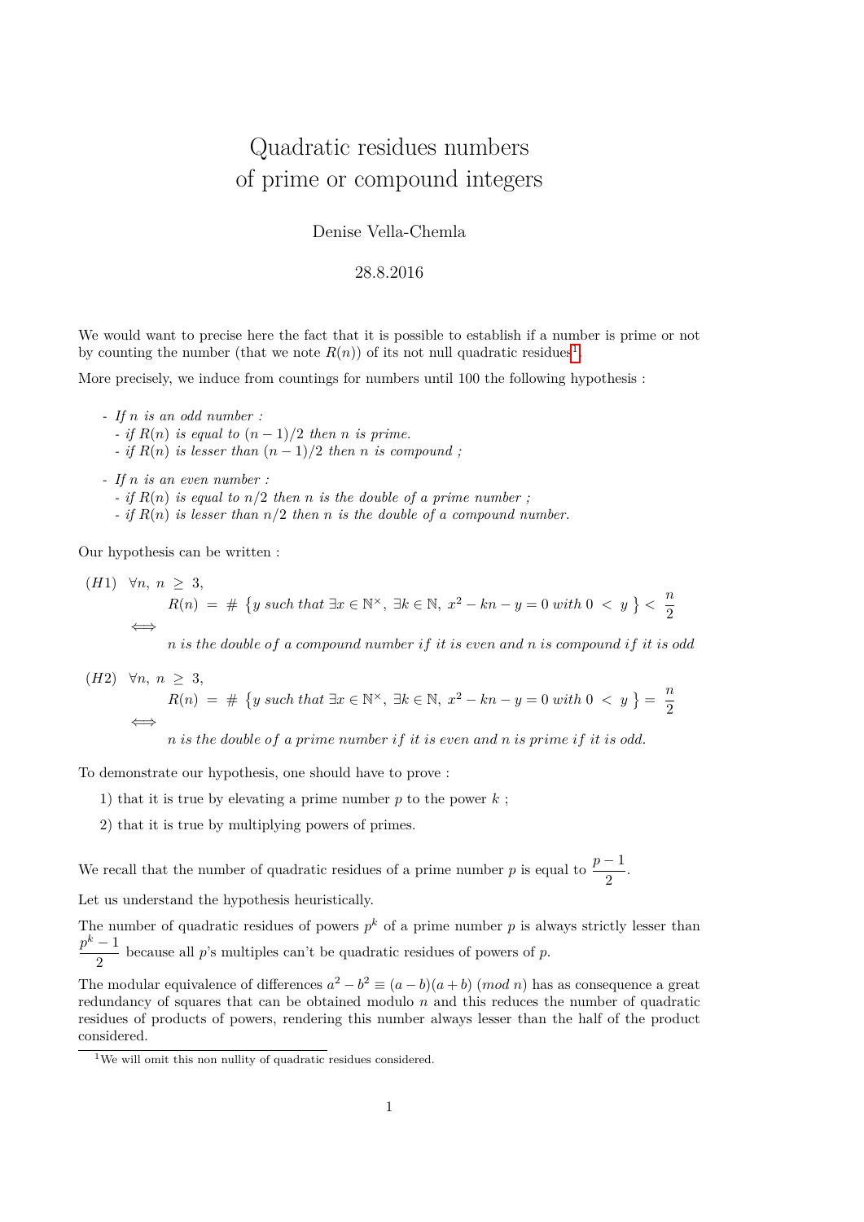# Quadratic residues numbers
# of prime or compound integers

Denise Vella-Chemla

28.8.2016

We would want to precise here the fact that it is possible to establish if a number is prime or not by counting the number (that we note $R(n)$) of its not null quadratic residues[1].

More precisely, we induce from countings for numbers until 100 the following hypothesis :

- *If $n$ is an odd number :*
  - *if $R(n)$ is equal to $(n-1)/2$ then $n$ is prime.*
  - *if $R(n)$ is lesser than $(n-1)/2$ then $n$ is compound ;*
- *If $n$ is an even number :*
  - *if $R(n)$ is equal to $n/2$ then $n$ is the double of a prime number ;*
  - *if $R(n)$ is lesser than $n/2$ then $n$ is the double of a compound number.*

Our hypothesis can be written :

$$(H1) \quad \forall n,\ n \geq 3,$$
$$R(n) = \#\left\{y \text{ such that } \exists x \in \mathbb{N}^{\times},\ \exists k \in \mathbb{N},\ x^2 - kn - y = 0 \text{ with } 0 < y\right\} < \frac{n}{2}$$
$$\iff$$
*$n$ is the double of a compound number if it is even and $n$ is compound if it is odd*

$$(H2) \quad \forall n,\ n \geq 3,$$
$$R(n) = \#\left\{y \text{ such that } \exists x \in \mathbb{N}^{\times},\ \exists k \in \mathbb{N},\ x^2 - kn - y = 0 \text{ with } 0 < y\right\} = \frac{n}{2}$$
$$\iff$$
*$n$ is the double of a prime number if it is even and $n$ is prime if it is odd.*

To demonstrate our hypothesis, one should have to prove :

1) that it is true by elevating a prime number $p$ to the power $k$ ;

2) that it is true by multiplying powers of primes.

We recall that the number of quadratic residues of a prime number $p$ is equal to $\dfrac{p-1}{2}$.

Let us understand the hypothesis heuristically.

The number of quadratic residues of powers $p^k$ of a prime number $p$ is always strictly lesser than $\dfrac{p^k-1}{2}$ because all $p$'s multiples can't be quadratic residues of powers of $p$.

The modular equivalence of differences $a^2 - b^2 \equiv (a-b)(a+b) \ (mod\ n)$ has as consequence a great redundancy of squares that can be obtained modulo $n$ and this reduces the number of quadratic residues of products of powers, rendering this number always lesser than the half of the product considered.

[1] We will omit this non nullity of quadratic residues considered.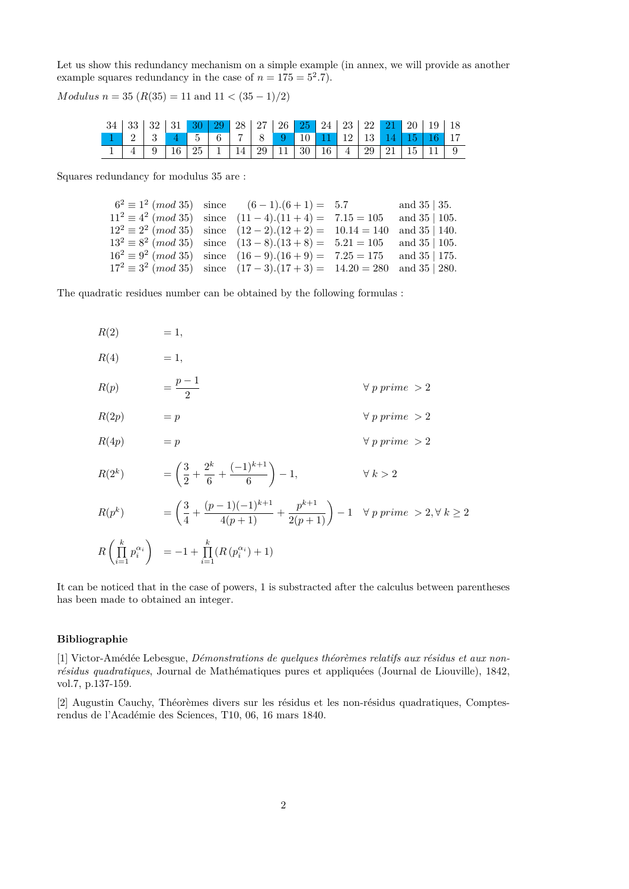Let us show this redundancy mechanism on a simple example (in annex, we will provide as another example squares redundancy in the case of $n = 175 = 5^2.7$).

*Modulus* $n = 35$ ($R(35) = 11$ and $11 < (35-1)/2$)

| 34 | 33 | 32 | 31 | 30 | 29 | 28 | 27 | 26 | 25 | 24 | 23 | 22 | 21 | 20 | 19 | 18 |
|---|---|---|---|---|---|---|---|---|---|---|---|---|---|---|---|---|
| 1 | 2 | 3 | 4 | 5 | 6 | 7 | 8 | 9 | 10 | 11 | 12 | 13 | 14 | 15 | 16 | 17 |
| 1 | 4 | 9 | 16 | 25 | 1 | 14 | 29 | 11 | 30 | 16 | 4 | 29 | 21 | 15 | 11 | 9 |

Squares redundancy for modulus 35 are :

$$
\begin{array}{llll}
6^2 \equiv 1^2 \ (mod\ 35) & \text{since} \quad (6-1).(6+1) = & 5.7 & \text{and } 35 \mid 35. \\
11^2 \equiv 4^2 \ (mod\ 35) & \text{since} \quad (11-4).(11+4) = & 7.15 = 105 & \text{and } 35 \mid 105. \\
12^2 \equiv 2^2 \ (mod\ 35) & \text{since} \quad (12-2).(12+2) = & 10.14 = 140 & \text{and } 35 \mid 140. \\
13^2 \equiv 8^2 \ (mod\ 35) & \text{since} \quad (13-8).(13+8) = & 5.21 = 105 & \text{and } 35 \mid 105. \\
16^2 \equiv 9^2 \ (mod\ 35) & \text{since} \quad (16-9).(16+9) = & 7.25 = 175 & \text{and } 35 \mid 175. \\
17^2 \equiv 3^2 \ (mod\ 35) & \text{since} \quad (17-3).(17+3) = & 14.20 = 280 & \text{and } 35 \mid 280.
\end{array}
$$

The quadratic residues number can be obtained by the following formulas :

$$
\begin{array}{lll}
R(2) & = 1, & \\
R(4) & = 1, & \\
R(p) & = \dfrac{p-1}{2} & \forall\, p \ prime\ > 2 \\
R(2p) & = p & \forall\, p \ prime\ > 2 \\
R(4p) & = p & \forall\, p \ prime\ > 2 \\
R(2^k) & = \left( \dfrac{3}{2} + \dfrac{2^k}{6} + \dfrac{(-1)^{k+1}}{6} \right) - 1, & \forall\, k > 2 \\
R(p^k) & = \left( \dfrac{3}{4} + \dfrac{(p-1)(-1)^{k+1}}{4(p+1)} + \dfrac{p^{k+1}}{2(p+1)} \right) - 1 & \forall\, p \ prime\ > 2, \forall\, k \geq 2 \\
R\left( \prod\limits_{i=1}^{k} p_i^{\alpha_i} \right) & = -1 + \prod\limits_{i=1}^{k} \left( R\left(p_i^{\alpha_i}\right) + 1 \right) &
\end{array}
$$

It can be noticed that in the case of powers, 1 is substracted after the calculus between parentheses has been made to obtained an integer.

### Bibliographie

[1] Victor-Amédée Lebesgue, *Démonstrations de quelques théorèmes relatifs aux résidus et aux non-résidus quadratiques*, Journal de Mathématiques pures et appliquées (Journal de Liouville), 1842, vol.7, p.137-159.

[2] Augustin Cauchy, Théorèmes divers sur les résidus et les non-résidus quadratiques, Comptes-rendus de l'Académie des Sciences, T10, 06, 16 mars 1840.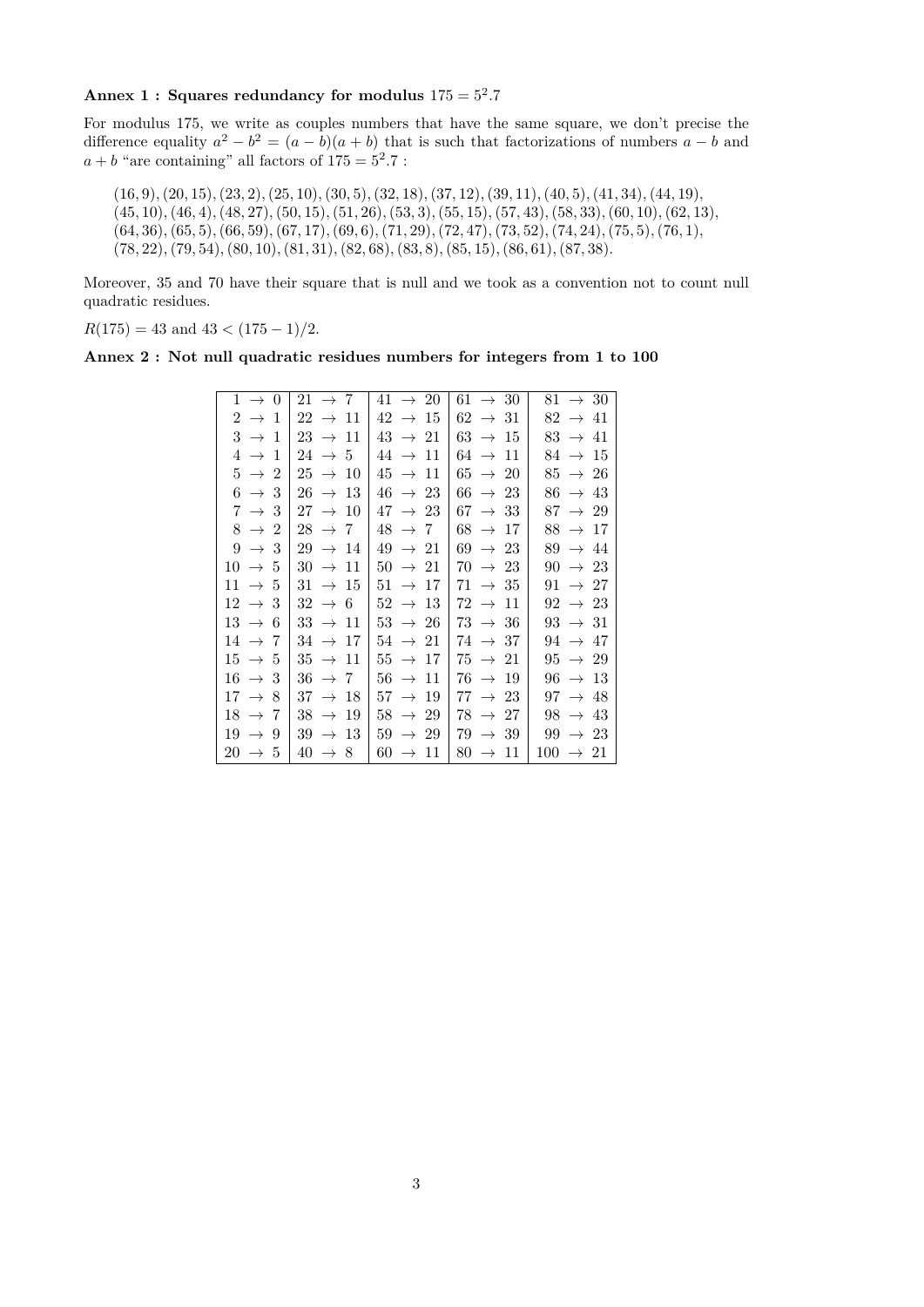**Annex 1 : Squares redundancy for modulus $175 = 5^2.7$**

For modulus 175, we write as couples numbers that have the same square, we don't precise the difference equality $a^2 - b^2 = (a-b)(a+b)$ that is such that factorizations of numbers $a-b$ and $a+b$ "are containing" all factors of $175 = 5^2.7$ :

$(16,9),(20,15),(23,2),(25,10),(30,5),(32,18),(37,12),(39,11),(40,5),(41,34),(44,19),$
$(45,10),(46,4),(48,27),(50,15),(51,26),(53,3),(55,15),(57,43),(58,33),(60,10),(62,13),$
$(64,36),(65,5),(66,59),(67,17),(69,6),(71,29),(72,47),(73,52),(74,24),(75,5),(76,1),$
$(78,22),(79,54),(80,10),(81,31),(82,68),(83,8),(85,15),(86,61),(87,38).$

Moreover, 35 and 70 have their square that is null and we took as a convention not to count null quadratic residues.

$R(175) = 43$ and $43 < (175-1)/2$.

**Annex 2 : Not null quadratic residues numbers for integers from 1 to 100**

| | | | | |
|---|---|---|---|---|
| $1 \rightarrow 0$ | $21 \rightarrow 7$ | $41 \rightarrow 20$ | $61 \rightarrow 30$ | $81 \rightarrow 30$ |
| $2 \rightarrow 1$ | $22 \rightarrow 11$ | $42 \rightarrow 15$ | $62 \rightarrow 31$ | $82 \rightarrow 41$ |
| $3 \rightarrow 1$ | $23 \rightarrow 11$ | $43 \rightarrow 21$ | $63 \rightarrow 15$ | $83 \rightarrow 41$ |
| $4 \rightarrow 1$ | $24 \rightarrow 5$ | $44 \rightarrow 11$ | $64 \rightarrow 11$ | $84 \rightarrow 15$ |
| $5 \rightarrow 2$ | $25 \rightarrow 10$ | $45 \rightarrow 11$ | $65 \rightarrow 20$ | $85 \rightarrow 26$ |
| $6 \rightarrow 3$ | $26 \rightarrow 13$ | $46 \rightarrow 23$ | $66 \rightarrow 23$ | $86 \rightarrow 43$ |
| $7 \rightarrow 3$ | $27 \rightarrow 10$ | $47 \rightarrow 23$ | $67 \rightarrow 33$ | $87 \rightarrow 29$ |
| $8 \rightarrow 2$ | $28 \rightarrow 7$ | $48 \rightarrow 7$ | $68 \rightarrow 17$ | $88 \rightarrow 17$ |
| $9 \rightarrow 3$ | $29 \rightarrow 14$ | $49 \rightarrow 21$ | $69 \rightarrow 23$ | $89 \rightarrow 44$ |
| $10 \rightarrow 5$ | $30 \rightarrow 11$ | $50 \rightarrow 21$ | $70 \rightarrow 23$ | $90 \rightarrow 23$ |
| $11 \rightarrow 5$ | $31 \rightarrow 15$ | $51 \rightarrow 17$ | $71 \rightarrow 35$ | $91 \rightarrow 27$ |
| $12 \rightarrow 3$ | $32 \rightarrow 6$ | $52 \rightarrow 13$ | $72 \rightarrow 11$ | $92 \rightarrow 23$ |
| $13 \rightarrow 6$ | $33 \rightarrow 11$ | $53 \rightarrow 26$ | $73 \rightarrow 36$ | $93 \rightarrow 31$ |
| $14 \rightarrow 7$ | $34 \rightarrow 17$ | $54 \rightarrow 21$ | $74 \rightarrow 37$ | $94 \rightarrow 47$ |
| $15 \rightarrow 5$ | $35 \rightarrow 11$ | $55 \rightarrow 17$ | $75 \rightarrow 21$ | $95 \rightarrow 29$ |
| $16 \rightarrow 3$ | $36 \rightarrow 7$ | $56 \rightarrow 11$ | $76 \rightarrow 19$ | $96 \rightarrow 13$ |
| $17 \rightarrow 8$ | $37 \rightarrow 18$ | $57 \rightarrow 19$ | $77 \rightarrow 23$ | $97 \rightarrow 48$ |
| $18 \rightarrow 7$ | $38 \rightarrow 19$ | $58 \rightarrow 29$ | $78 \rightarrow 27$ | $98 \rightarrow 43$ |
| $19 \rightarrow 9$ | $39 \rightarrow 13$ | $59 \rightarrow 29$ | $79 \rightarrow 39$ | $99 \rightarrow 23$ |
| $20 \rightarrow 5$ | $40 \rightarrow 8$ | $60 \rightarrow 11$ | $80 \rightarrow 11$ | $100 \rightarrow 21$ |